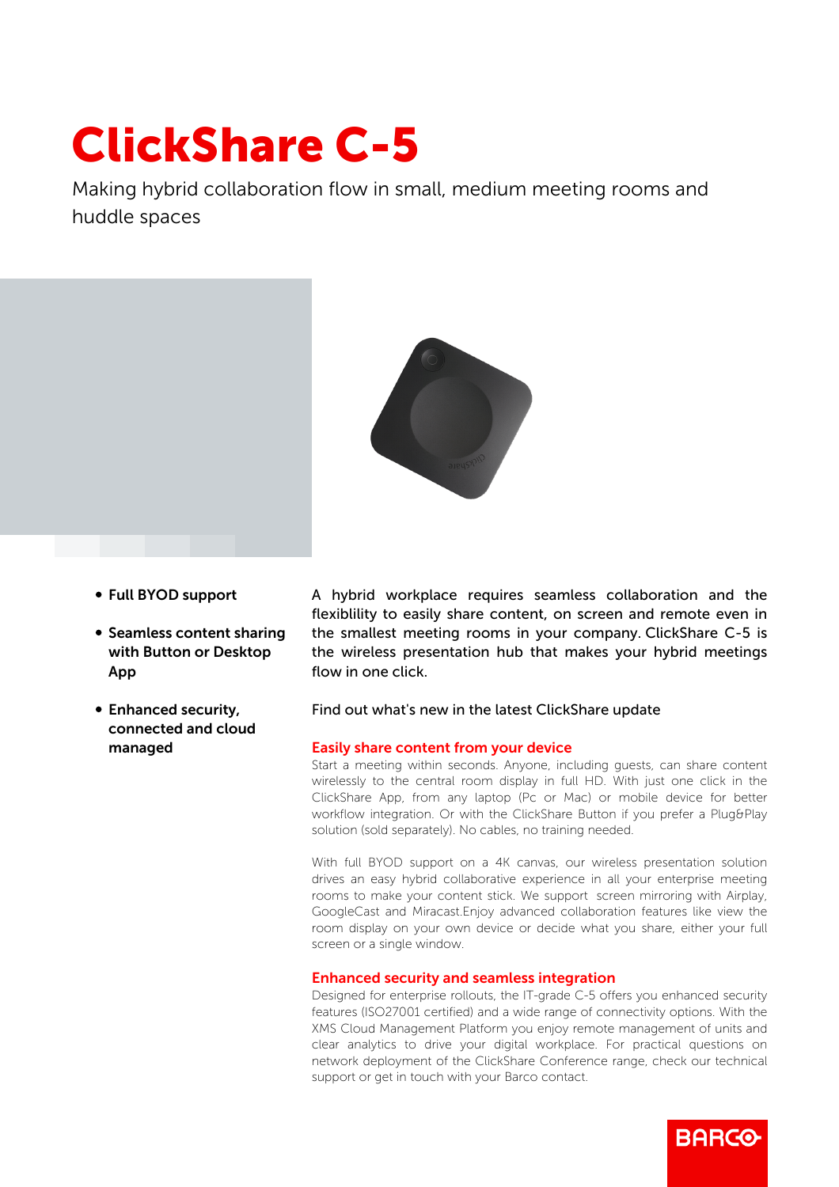# ClickShare C-5

Making hybrid collaboration flow in small, medium meeting rooms and huddle spaces

- **Full BYOD support**
- **Seamless content sharing with Button or Desktop App**
- **Enhanced security, connected and cloud managed**

A hybrid workplace requires seamless collaboration and the flexiblity to easily share content, on screen and remote even in the smallest meeting rooms in your company. ClickShare C-5 is the wireless presentation hub that makes your hybrid meetings flow in one click.

Find out what's new in the latest ClickShare update

## Easily share content from your device

Start a meeting within seconds. Anyone, including guests, can share content wirelessly to the central room display in full HD. With just one click in the ClickShare App, from any laptop (Pc or Mac) or mobile device for better workflow integration. Or with the ClickShare Button if you prefer a Plug&Play solution (sold separately). No cables, no training needed.

With full BYOD support on a 4K canvas, our wireless presentation solution drives an easy hybrid collaborative experience in all your enterprise meeting rooms to make your content stick. We support screen mirroring with Airplay, GoogleCast and Miracast.Enjoy advanced collaboration features like view the room display on your own device or decide what you share, either your full screen or a single window.

## Enhanced security and seamless integration

Designed for enterprise rollouts, the IT-grade C-5 offers you enhanced security features (ISO27001 certified) and a wide range of connectivity options. With the XMS Cloud Management Platform you enjoy remote management of units and clear analytics to drive your digital workplace. For practical questions on network deployment of the ClickShare Conference range, check our technical support or get in touch with your Barco contact.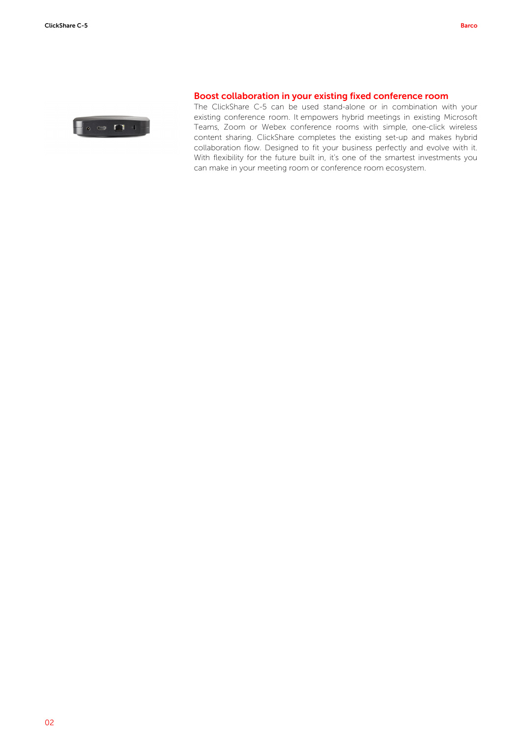## Boost collaboration in your existing fixed conference room

The ClickShare C-5 can be used stand-alone or in combination with your existing conference room. It empowers hybrid meetings in existing Microsoft Teams, Zoom or Webex conference rooms with simple, one-click wireless content sharing. ClickShare completes the existing set-up and makes hybrid collaboration flow. Designed to fit your business perfectly and evolve with it. With flexibility for the future built in, it's one of the smartest investments you can make in your meeting room or conference room ecosystem.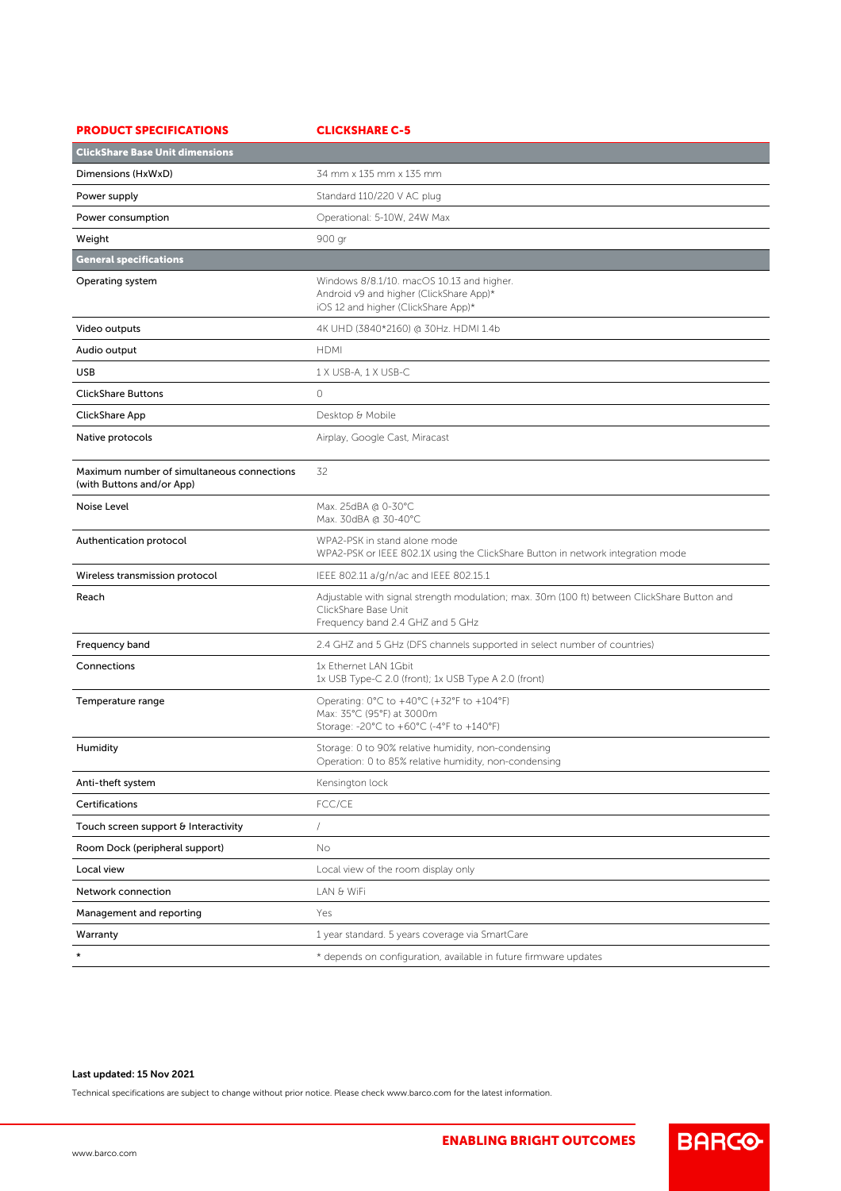| PRODUCT SPECIFICATIONS | CLICKSHARE C-5 |
|---|---|
| **ClickShare Base Unit dimensions** | |
| Dimensions (HxWxD) | 34 mm x 135 mm x 135 mm |
| Power supply | Standard 110/220 V AC plug |
| Power consumption | Operational: 5-10W, 24W Max |
| Weight | 900 gr |
| **General specifications** | |
| Operating system | Windows 8/8.1/10. macOS 10.13 and higher.<br>Android v9 and higher (ClickShare App)*<br>iOS 12 and higher (ClickShare App)* |
| Video outputs | 4K UHD (3840*2160) @ 30Hz. HDMI 1.4b |
| Audio output | HDMI |
| USB | 1 X USB-A, 1 X USB-C |
| ClickShare Buttons | 0 |
| ClickShare App | Desktop & Mobile |
| Native protocols | Airplay, Google Cast, Miracast |
| Maximum number of simultaneous connections (with Buttons and/or App) | 32 |
| Noise Level | Max. 25dBA @ 0-30°C<br>Max. 30dBA @ 30-40°C |
| Authentication protocol | WPA2-PSK in stand alone mode<br>WPA2-PSK or IEEE 802.1X using the ClickShare Button in network integration mode |
| Wireless transmission protocol | IEEE 802.11 a/g/n/ac and IEEE 802.15.1 |
| Reach | Adjustable with signal strength modulation; max. 30m (100 ft) between ClickShare Button and ClickShare Base Unit<br>Frequency band 2.4 GHZ and 5 GHz |
| Frequency band | 2.4 GHZ and 5 GHz (DFS channels supported in select number of countries) |
| Connections | 1x Ethernet LAN 1Gbit<br>1x USB Type-C 2.0 (front); 1x USB Type A 2.0 (front) |
| Temperature range | Operating: 0°C to +40°C (+32°F to +104°F)<br>Max: 35°C (95°F) at 3000m<br>Storage: -20°C to +60°C (-4°F to +140°F) |
| Humidity | Storage: 0 to 90% relative humidity, non-condensing<br>Operation: 0 to 85% relative humidity, non-condensing |
| Anti-theft system | Kensington lock |
| Certifications | FCC/CE |
| Touch screen support & Interactivity | / |
| Room Dock (peripheral support) | No |
| Local view | Local view of the room display only |
| Network connection | LAN & WiFi |
| Management and reporting | Yes |
| Warranty | 1 year standard. 5 years coverage via SmartCare |
| * | * depends on configuration, available in future firmware updates |

**Last updated: 15 Nov 2021**

Technical specifications are subject to change without prior notice. Please check www.barco.com for the latest information.

ENABLING BRIGHT OUTCOMES

BARCO

www.barco.com